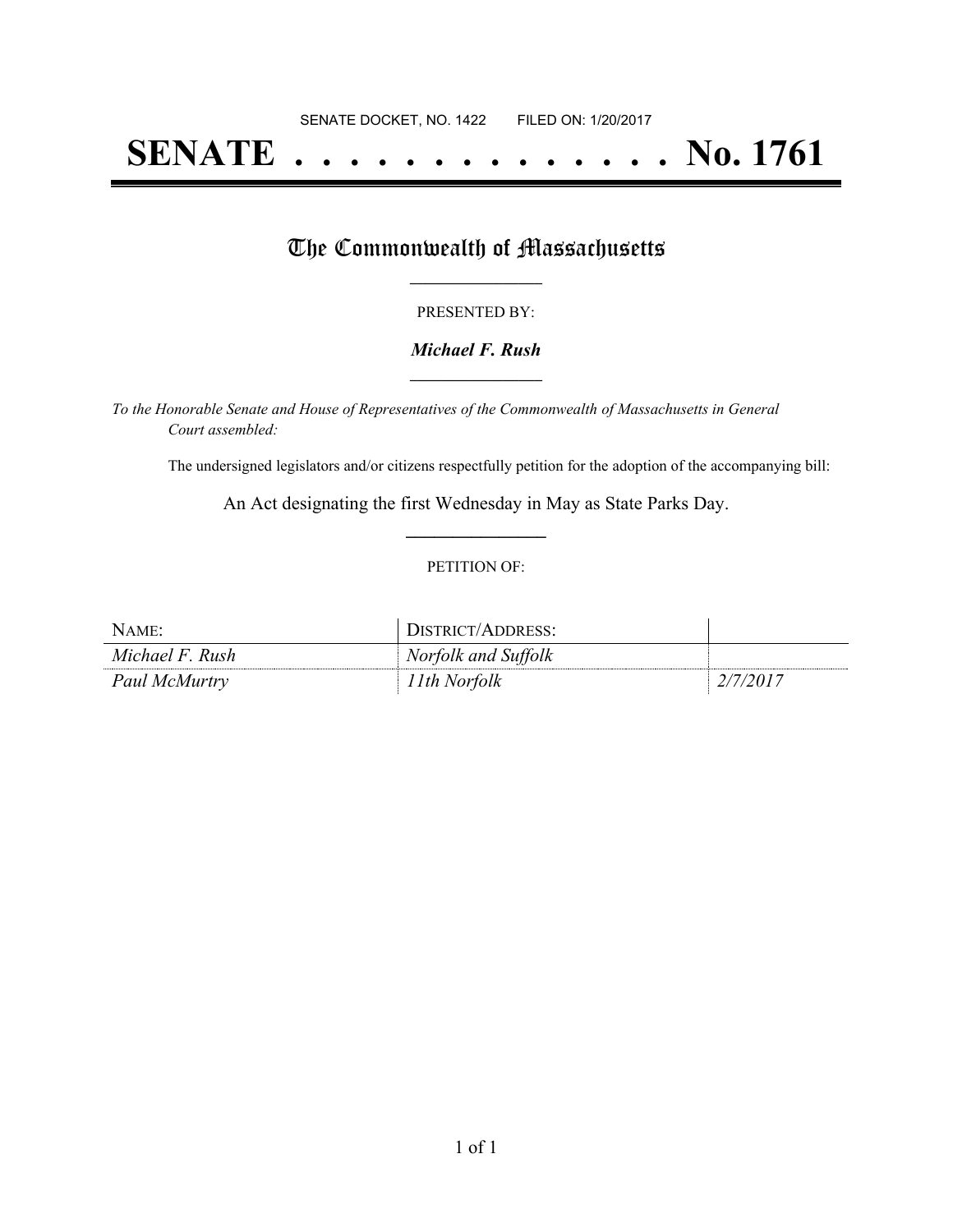SENATE DOCKET, NO. 1422        FILED ON: 1/20/2017

# SENATE . . . . . . . . . . . . . . No. 1761

## The Commonwealth of Massachusetts

PRESENTED BY:

***Michael F. Rush***

*To the Honorable Senate and House of Representatives of the Commonwealth of Massachusetts in General Court assembled:*

The undersigned legislators and/or citizens respectfully petition for the adoption of the accompanying bill:

An Act designating the first Wednesday in May as State Parks Day.

PETITION OF:

| NAME: | DISTRICT/ADDRESS: | |
|---|---|---|
| *Michael F. Rush* | *Norfolk and Suffolk* | |
| *Paul McMurtry* | *11th Norfolk* | *2/7/2017* |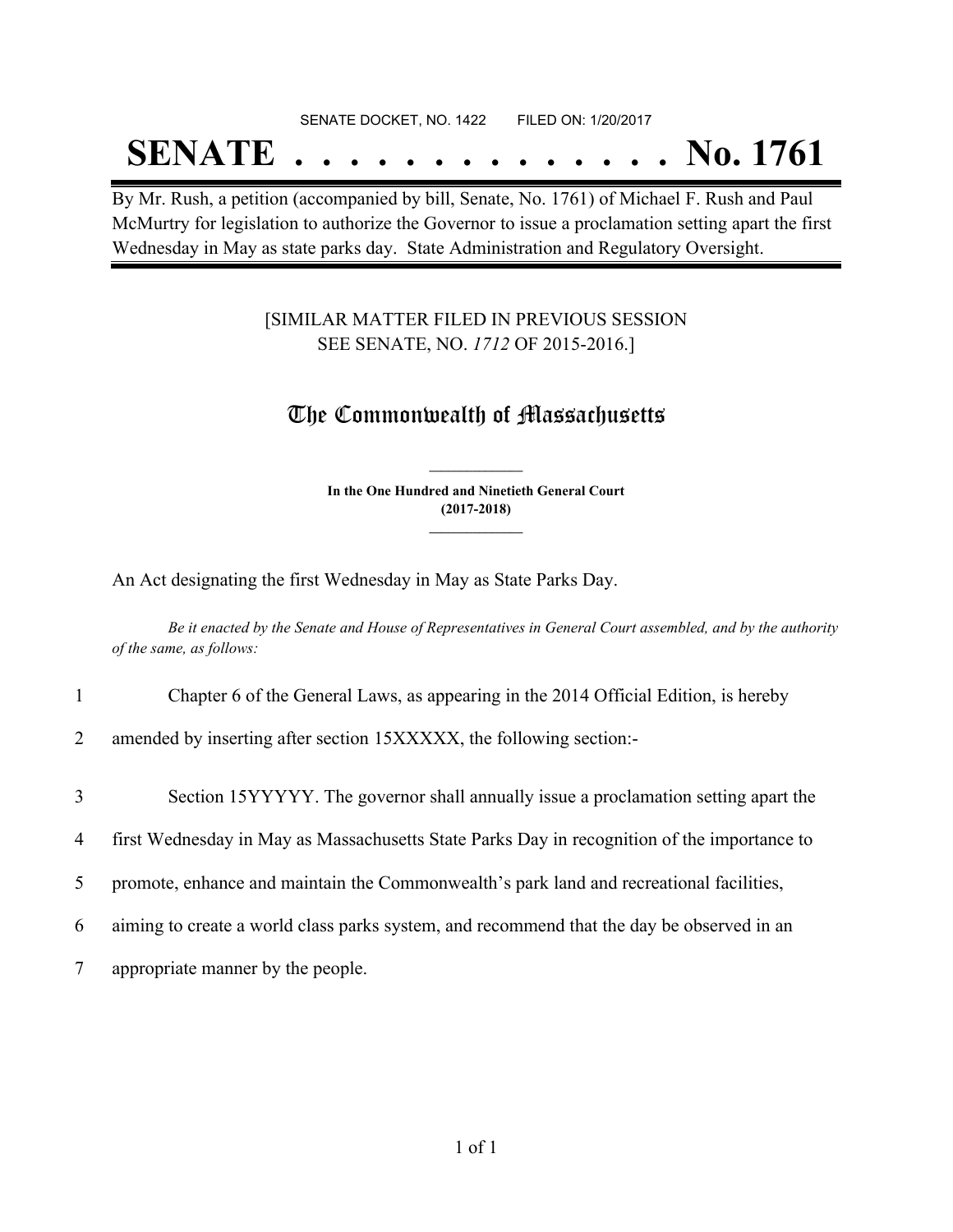SENATE DOCKET, NO. 1422        FILED ON: 1/20/2017

# SENATE . . . . . . . . . . . . . . No. 1761

By Mr. Rush, a petition (accompanied by bill, Senate, No. 1761) of Michael F. Rush and Paul McMurtry for legislation to authorize the Governor to issue a proclamation setting apart the first Wednesday in May as state parks day. State Administration and Regulatory Oversight.

[SIMILAR MATTER FILED IN PREVIOUS SESSION
SEE SENATE, NO. *1712* OF 2015-2016.]

## The Commonwealth of Massachusetts

**In the One Hundred and Ninetieth General Court**
**(2017-2018)**

An Act designating the first Wednesday in May as State Parks Day.

*Be it enacted by the Senate and House of Representatives in General Court assembled, and by the authority of the same, as follows:*

1 Chapter 6 of the General Laws, as appearing in the 2014 Official Edition, is hereby
2 amended by inserting after section 15XXXXX, the following section:-

3 Section 15YYYYY. The governor shall annually issue a proclamation setting apart the
4 first Wednesday in May as Massachusetts State Parks Day in recognition of the importance to
5 promote, enhance and maintain the Commonwealth's park land and recreational facilities,
6 aiming to create a world class parks system, and recommend that the day be observed in an
7 appropriate manner by the people.